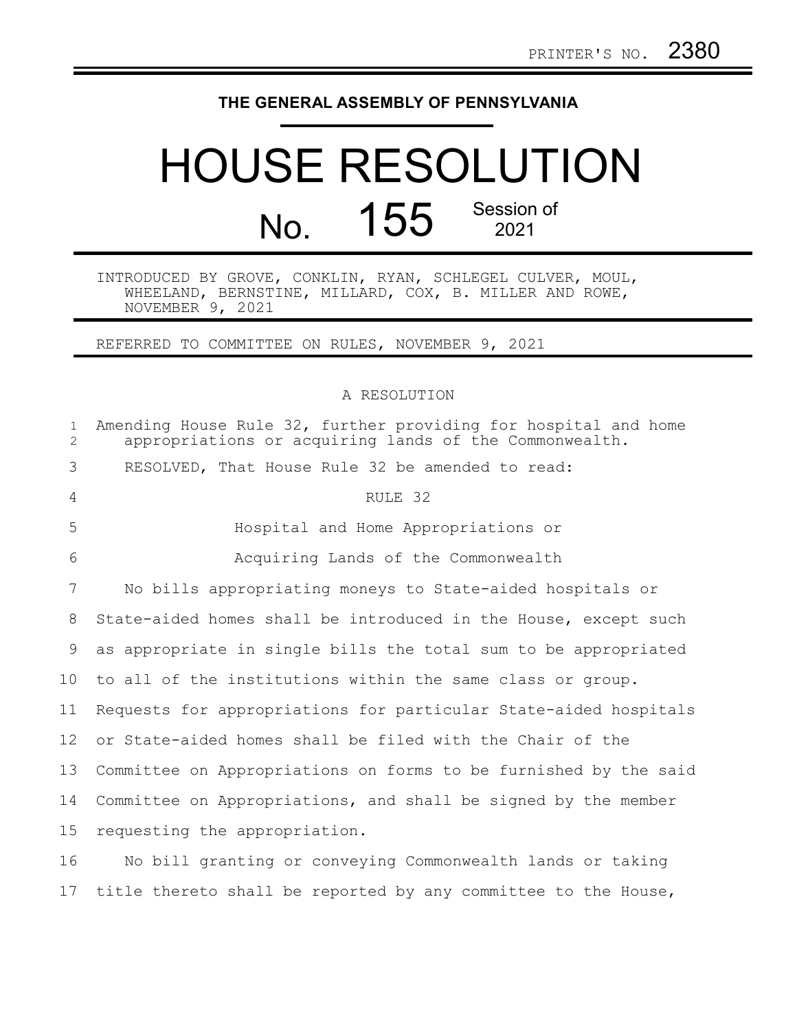PRINTER'S NO. 2380

**THE GENERAL ASSEMBLY OF PENNSYLVANIA**

# HOUSE RESOLUTION

## No. 155 Session of 2021

INTRODUCED BY GROVE, CONKLIN, RYAN, SCHLEGEL CULVER, MOUL, WHEELAND, BERNSTINE, MILLARD, COX, B. MILLER AND ROWE, NOVEMBER 9, 2021

REFERRED TO COMMITTEE ON RULES, NOVEMBER 9, 2021

A RESOLUTION

Amending House Rule 32, further providing for hospital and home appropriations or acquiring lands of the Commonwealth.

RESOLVED, That House Rule 32 be amended to read:

RULE 32

Hospital and Home Appropriations or

Acquiring Lands of the Commonwealth

No bills appropriating moneys to State-aided hospitals or State-aided homes shall be introduced in the House, except such as appropriate in single bills the total sum to be appropriated to all of the institutions within the same class or group. Requests for appropriations for particular State-aided hospitals or State-aided homes shall be filed with the Chair of the Committee on Appropriations on forms to be furnished by the said Committee on Appropriations, and shall be signed by the member requesting the appropriation.

No bill granting or conveying Commonwealth lands or taking title thereto shall be reported by any committee to the House,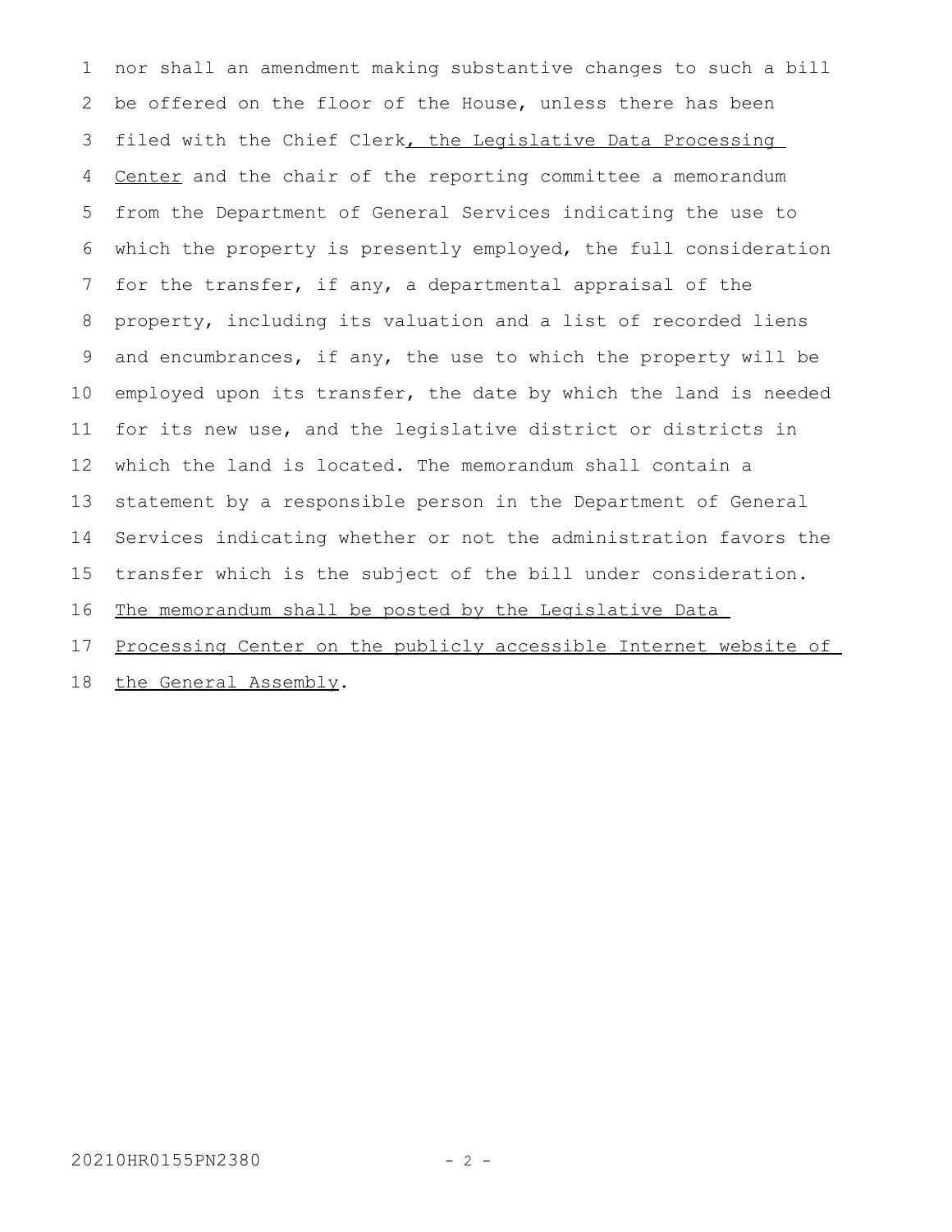nor shall an amendment making substantive changes to such a bill be offered on the floor of the House, unless there has been filed with the Chief Clerk<u>, the Legislative Data Processing Center</u> and the chair of the reporting committee a memorandum from the Department of General Services indicating the use to which the property is presently employed, the full consideration for the transfer, if any, a departmental appraisal of the property, including its valuation and a list of recorded liens and encumbrances, if any, the use to which the property will be employed upon its transfer, the date by which the land is needed for its new use, and the legislative district or districts in which the land is located. The memorandum shall contain a statement by a responsible person in the Department of General Services indicating whether or not the administration favors the transfer which is the subject of the bill under consideration. <u>The memorandum shall be posted by the Legislative Data Processing Center on the publicly accessible Internet website of the General Assembly</u>.